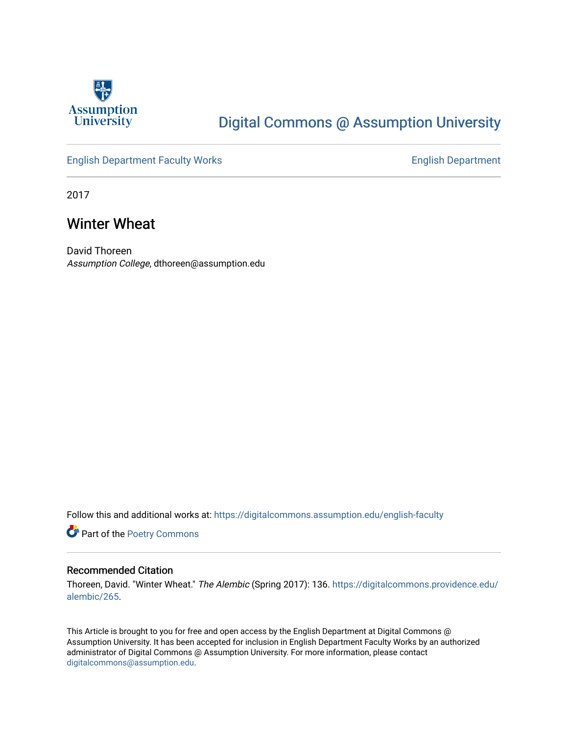Assumption University

# Digital Commons @ Assumption University

English Department Faculty Works | English Department

2017

## Winter Wheat

David Thoreen
*Assumption College*, dthoreen@assumption.edu

Follow this and additional works at: https://digitalcommons.assumption.edu/english-faculty

Part of the Poetry Commons

### Recommended Citation

Thoreen, David. "Winter Wheat." *The Alembic* (Spring 2017): 136. https://digitalcommons.providence.edu/alembic/265.

This Article is brought to you for free and open access by the English Department at Digital Commons @ Assumption University. It has been accepted for inclusion in English Department Faculty Works by an authorized administrator of Digital Commons @ Assumption University. For more information, please contact digitalcommons@assumption.edu.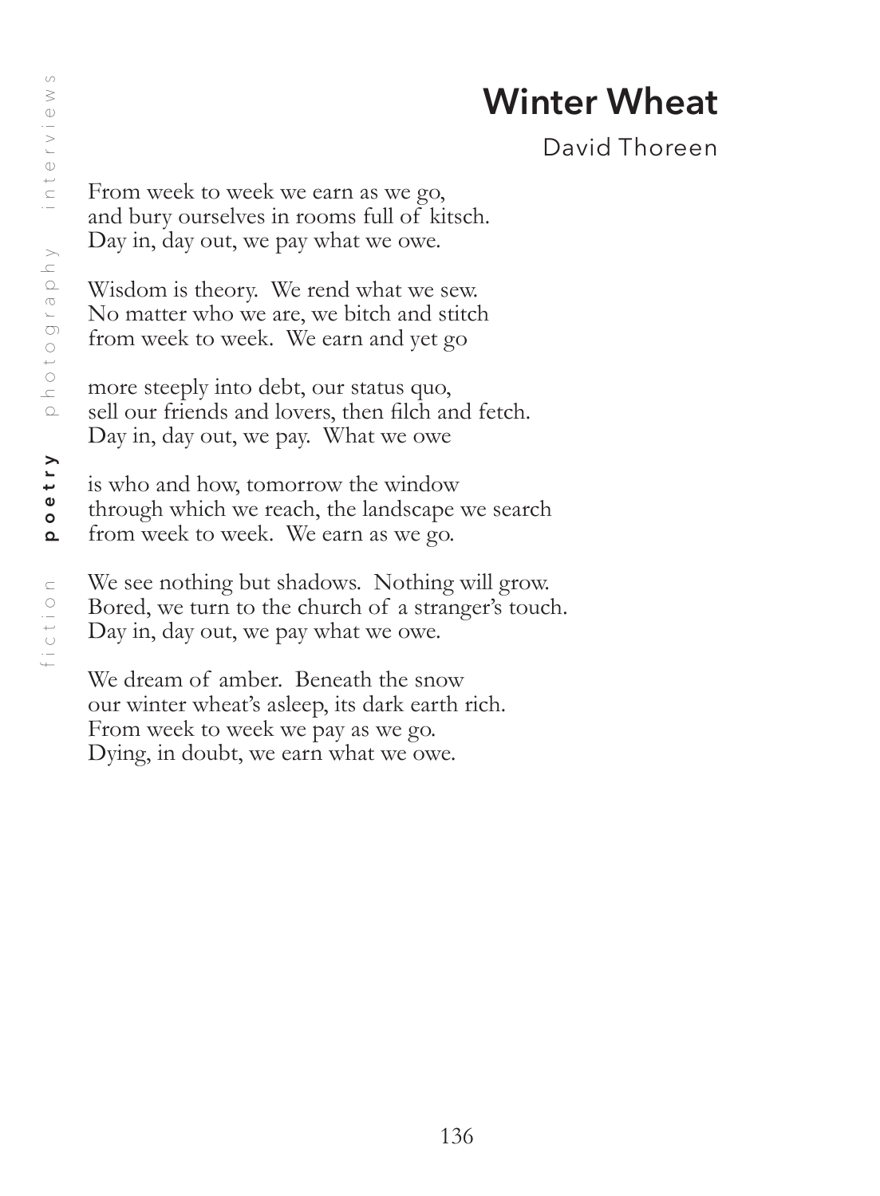# Winter Wheat

David Thoreen

From week to week we earn as we go,  
and bury ourselves in rooms full of kitsch.  
Day in, day out, we pay what we owe.

Wisdom is theory. We rend what we sew.  
No matter who we are, we bitch and stitch  
from week to week. We earn and yet go

more steeply into debt, our status quo,  
sell our friends and lovers, then filch and fetch.  
Day in, day out, we pay. What we owe

is who and how, tomorrow the window  
through which we reach, the landscape we search  
from week to week. We earn as we go.

We see nothing but shadows. Nothing will grow.  
Bored, we turn to the church of a stranger's touch.  
Day in, day out, we pay what we owe.

We dream of amber. Beneath the snow  
our winter wheat's asleep, its dark earth rich.  
From week to week we pay as we go.  
Dying, in doubt, we earn what we owe.